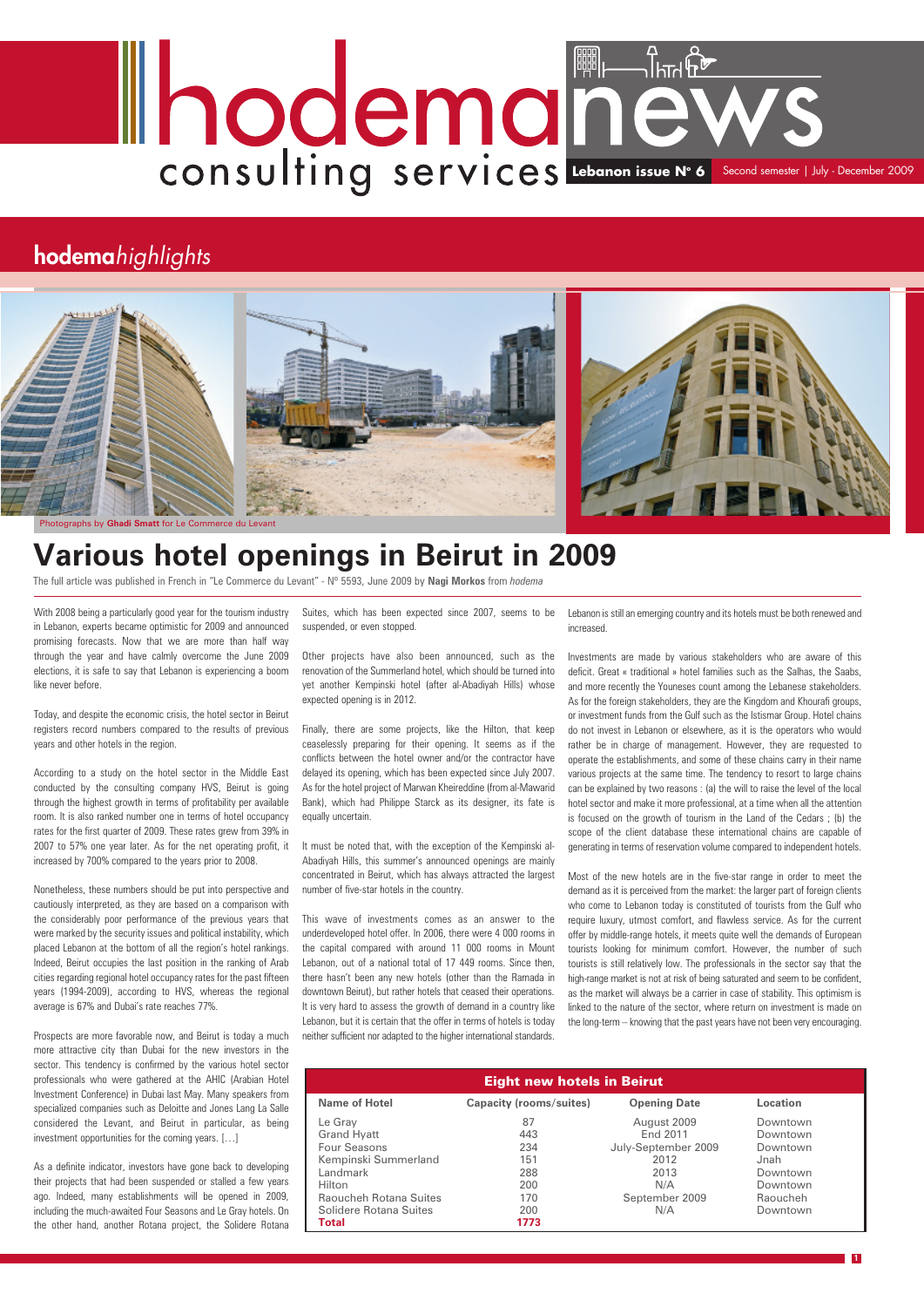# hodema news

consulting services **Lebanon issue N° 6** Second semester | July - December 2009

## **hodema***highlights*

Photographs by **Ghadi Smatt** for Le Commerce du Levant

# Various hotel openings in Beirut in 2009

The full article was published in French in "Le Commerce du Levant" - N° 5593, June 2009 by **Nagi Morkos** from *hodema*

With 2008 being a particularly good year for the tourism industry in Lebanon, experts became optimistic for 2009 and announced promising forecasts. Now that we are more than half way through the year and have calmly overcome the June 2009 elections, it is safe to say that Lebanon is experiencing a boom like never before.

Today, and despite the economic crisis, the hotel sector in Beirut registers record numbers compared to the results of previous years and other hotels in the region.

According to a study on the hotel sector in the Middle East conducted by the consulting company HVS, Beirut is going through the highest growth in terms of profitability per available room. It is also ranked number one in terms of hotel occupancy rates for the first quarter of 2009. These rates grew from 39% in 2007 to 57% one year later. As for the net operating profit, it increased by 700% compared to the years prior to 2008.

Nonetheless, these numbers should be put into perspective and cautiously interpreted, as they are based on a comparison with the considerably poor performance of the previous years that were marked by the security issues and political instability, which placed Lebanon at the bottom of all the region's hotel rankings. Indeed, Beirut occupies the last position in the ranking of Arab cities regarding regional hotel occupancy rates for the past fifteen years (1994-2009), according to HVS, whereas the regional average is 67% and Dubai's rate reaches 77%.

Prospects are more favorable now, and Beirut is today a much more attractive city than Dubai for the new investors in the sector. This tendency is confirmed by the various hotel sector professionals who were gathered at the AHIC (Arabian Hotel Investment Conference) in Dubai last May. Many speakers from specialized companies such as Deloitte and Jones Lang La Salle considered the Levant, and Beirut in particular, as being investment opportunities for the coming years. […]

As a definite indicator, investors have gone back to developing their projects that had been suspended or stalled a few years ago. Indeed, many establishments will be opened in 2009, including the much-awaited Four Seasons and Le Gray hotels. On the other hand, another Rotana project, the Solidere Rotana Suites, which has been expected since 2007, seems to be suspended, or even stopped.

Other projects have also been announced, such as the renovation of the Summerland hotel, which should be turned into yet another Kempinski hotel (after al-Abadiyah Hills) whose expected opening is in 2012.

Finally, there are some projects, like the Hilton, that keep ceaselessly preparing for their opening. It seems as if the conflicts between the hotel owner and/or the contractor have delayed its opening, which has been expected since July 2007. As for the hotel project of Marwan Kheireddine (from al-Mawarid Bank), which had Philippe Starck as its designer, its fate is equally uncertain.

It must be noted that, with the exception of the Kempinski al-Abadiyah Hills, this summer's announced openings are mainly concentrated in Beirut, which has always attracted the largest number of five-star hotels in the country.

This wave of investments comes as an answer to the underdeveloped hotel offer. In 2006, there were 4 000 rooms in the capital compared with around 11 000 rooms in Mount Lebanon, out of a national total of 17 449 rooms. Since then, there hasn't been any new hotels (other than the Ramada in downtown Beirut), but rather hotels that ceased their operations. It is very hard to assess the growth of demand in a country like Lebanon, but it is certain that the offer in terms of hotels is today neither sufficient nor adapted to the higher international standards. Lebanon is still an emerging country and its hotels must be both renewed and increased.

Investments are made by various stakeholders who are aware of this deficit. Great « traditional » hotel families such as the Salhas, the Saabs, and more recently the Youneses count among the Lebanese stakeholders. As for the foreign stakeholders, they are the Kingdom and Khourafi groups, or investment funds from the Gulf such as the Istismar Group. Hotel chains do not invest in Lebanon or elsewhere, as it is the operators who would rather be in charge of management. However, they are requested to operate the establishments, and some of these chains carry in their name various projects at the same time. The tendency to resort to large chains can be explained by two reasons : (a) the will to raise the level of the local hotel sector and make it more professional, at a time when all the attention is focused on the growth of tourism in the Land of the Cedars ; (b) the scope of the client database these international chains are capable of generating in terms of reservation volume compared to independent hotels.

Most of the new hotels are in the five-star range in order to meet the demand as it is perceived from the market: the larger part of foreign clients who come to Lebanon today is constituted of tourists from the Gulf who require luxury, utmost comfort, and flawless service. As for the current offer by middle-range hotels, it meets quite well the demands of European tourists looking for minimum comfort. However, the number of such tourists is still relatively low. The professionals in the sector say that the high-range market is not at risk of being saturated and seem to be confident, as the market will always be a carrier in case of stability. This optimism is linked to the nature of the sector, where return on investment is made on the long-term – knowing that the past years have not been very encouraging.

**Eight new hotels in Beirut**

| Name of Hotel | Capacity (rooms/suites) | Opening Date | Location |
|---|---|---|---|
| Le Gray | 87 | August 2009 | Downtown |
| Grand Hyatt | 443 | End 2011 | Downtown |
| Four Seasons | 234 | July-September 2009 | Downtown |
| Kempinski Summerland | 151 | 2012 | Jnah |
| Landmark | 288 | 2013 | Downtown |
| Hilton | 200 | N/A | Downtown |
| Raoucheh Rotana Suites | 170 | September 2009 | Raoucheh |
| Solidere Rotana Suites | 200 | N/A | Downtown |
| **Total** | **1773** | | |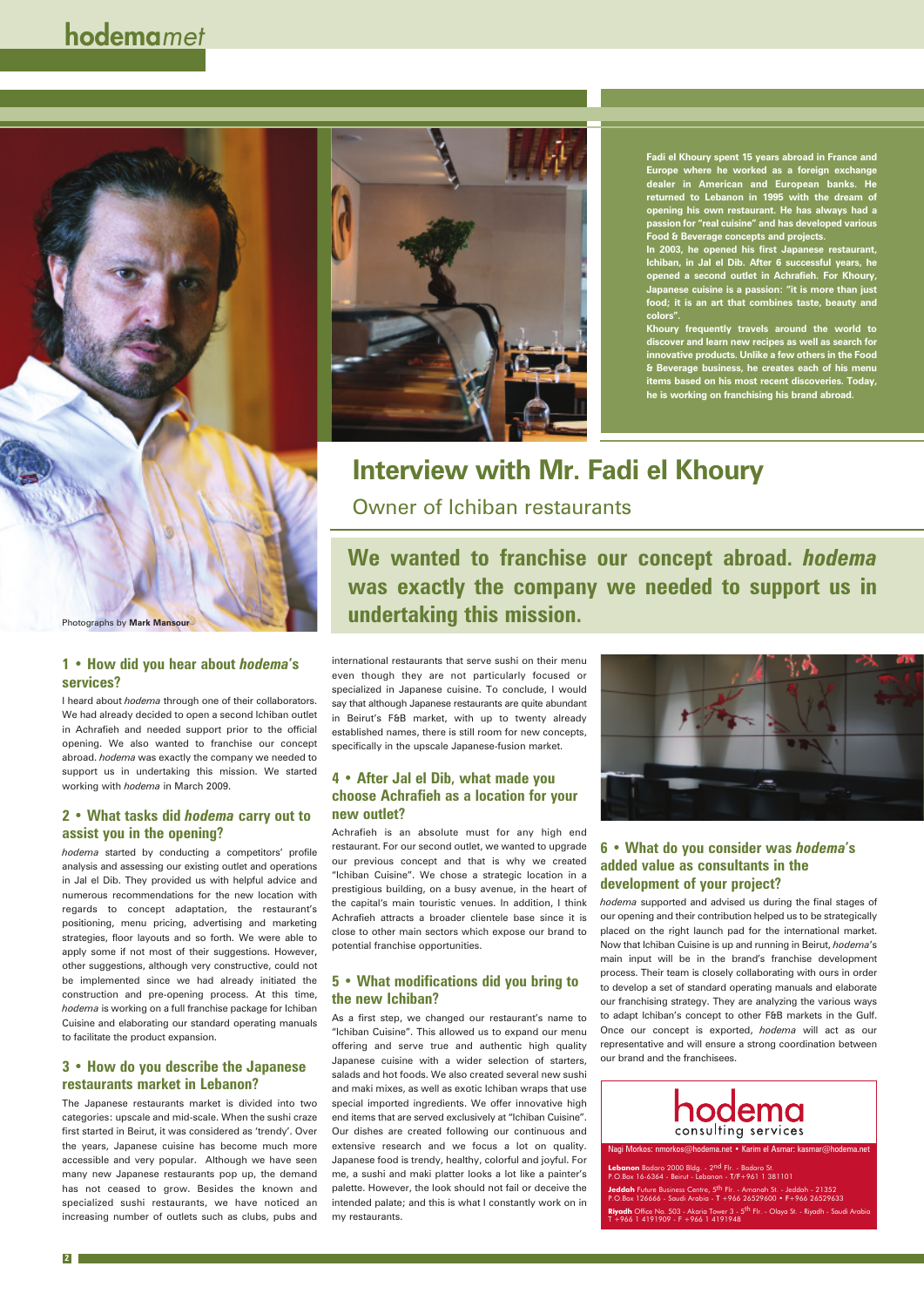Photographs by **Mark Mansour**

Fadi el Khoury spent 15 years abroad in France and Europe where he worked as a foreign exchange dealer in American and European banks. He returned to Lebanon in 1995 with the dream of opening his own restaurant. He has always had a passion for "real cuisine" and has developed various Food & Beverage concepts and projects.

In 2003, he opened his first Japanese restaurant, Ichiban, in Jal el Dib. After 6 successful years, he opened a second outlet in Achrafieh. For Khoury, Japanese cuisine is a passion: "it is more than just food; it is an art that combines taste, beauty and colors".

Khoury frequently travels around the world to discover and learn new recipes as well as search for innovative products. Unlike a few others in the Food & Beverage business, he creates each of his menu items based on his most recent discoveries. Today, he is working on franchising his brand abroad.

# Interview with Mr. Fadi el Khoury

## Owner of Ichiban restaurants

**We wanted to franchise our concept abroad. *hodema* was exactly the company we needed to support us in undertaking this mission.**

### 1 • How did you hear about *hodema*'s services?

I heard about *hodema* through one of their collaborators. We had already decided to open a second Ichiban outlet in Achrafieh and needed support prior to the official opening. We also wanted to franchise our concept abroad. *hodema* was exactly the company we needed to support us in undertaking this mission. We started working with *hodema* in March 2009.

### 2 • What tasks did *hodema* carry out to assist you in the opening?

*hodema* started by conducting a competitors' profile analysis and assessing our existing outlet and operations in Jal el Dib. They provided us with helpful advice and numerous recommendations for the new location with regards to concept adaptation, the restaurant's positioning, menu pricing, advertising and marketing strategies, floor layouts and so forth. We were able to apply some if not most of their suggestions. However, other suggestions, although very constructive, could not be implemented since we had already initiated the construction and pre-opening process. At this time, *hodema* is working on a full franchise package for Ichiban Cuisine and elaborating our standard operating manuals to facilitate the product expansion.

### 3 • How do you describe the Japanese restaurants market in Lebanon?

The Japanese restaurants market is divided into two categories: upscale and mid-scale. When the sushi craze first started in Beirut, it was considered as 'trendy'. Over the years, Japanese cuisine has become much more accessible and very popular. Although we have seen many new Japanese restaurants pop up, the demand has not ceased to grow. Besides the known and specialized sushi restaurants, we have noticed an increasing number of outlets such as clubs, pubs and international restaurants that serve sushi on their menu even though they are not particularly focused or specialized in Japanese cuisine. To conclude, I would say that although Japanese restaurants are quite abundant in Beirut's F&B market, with up to twenty already established names, there is still room for new concepts, specifically in the upscale Japanese-fusion market.

### 4 • After Jal el Dib, what made you choose Achrafieh as a location for your new outlet?

Achrafieh is an absolute must for any high end restaurant. For our second outlet, we wanted to upgrade our previous concept and that is why we created "Ichiban Cuisine". We chose a strategic location in a prestigious building, on a busy avenue, in the heart of the capital's main touristic venues. In addition, I think Achrafieh attracts a broader clientele base since it is close to other main sectors which expose our brand to potential franchise opportunities.

### 5 • What modifications did you bring to the new Ichiban?

As a first step, we changed our restaurant's name to "Ichiban Cuisine". This allowed us to expand our menu offering and serve true and authentic high quality Japanese cuisine with a wider selection of starters, salads and hot foods. We also created several new sushi and maki mixes, as well as exotic Ichiban wraps that use special imported ingredients. We offer innovative high end items that are served exclusively at "Ichiban Cuisine". Our dishes are created following our continuous and extensive research and we focus a lot on quality. Japanese food is trendy, healthy, colorful and joyful. For me, a sushi and maki platter looks a lot like a painter's palette. However, the look should not fail or deceive the intended palate; and this is what I constantly work on in my restaurants.

### 6 • What do you consider was *hodema*'s added value as consultants in the development of your project?

*hodema* supported and advised us during the final stages of our opening and their contribution helped us to be strategically placed on the right launch pad for the international market. Now that Ichiban Cuisine is up and running in Beirut, *hodema*'s main input will be in the brand's franchise development process. Their team is closely collaborating with ours in order to develop a set of standard operating manuals and elaborate our franchising strategy. They are analyzing the various ways to adapt Ichiban's concept to other F&B markets in the Gulf. Once our concept is exported, *hodema* will act as our representative and will ensure a strong coordination between our brand and the franchisees.

**hodema** consulting services

Nagi Morkos: nmorkos@hodema.net • Karim el Asmar: kasmar@hodema.net

**Lebanon** Badaro 2000 Bldg. - 2nd Flr. - Badaro St. P.O.Box 16-6364 - Beirut - Lebanon - T/F+961 1 381101

**Jeddah** Future Business Centre, 5th Flr. - Amanah St. - Jeddah - 21352 P.O.Box 126666 - Saudi Arabia - T +966 26529600 • F+966 26529633

**Riyadh** Office No. 503 - Akaria Tower 3 - 5th Flr. - Olaya St. - Riyadh - Saudi Arabia T +966 1 4191909 - F +966 1 4191948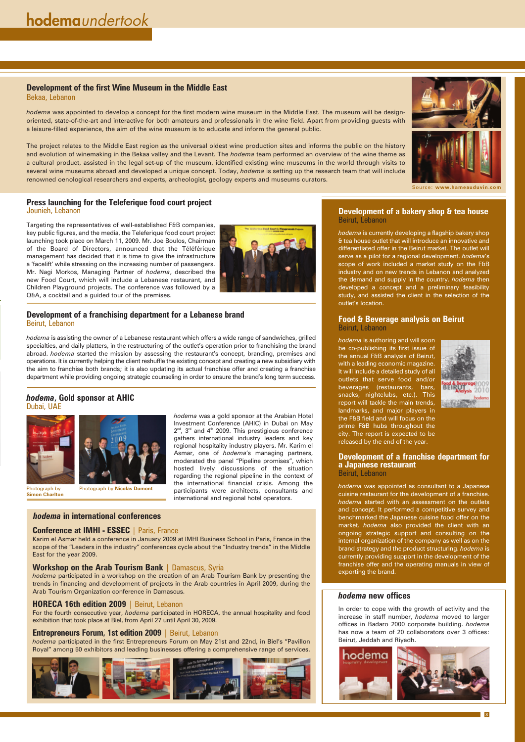# **hodema** *undertook*

## Development of the first Wine Museum in the Middle East

Bekaa, Lebanon

*hodema* was appointed to develop a concept for the first modern wine museum in the Middle East. The museum will be design-oriented, state-of-the-art and interactive for both amateurs and professionals in the wine field. Apart from providing guests with a leisure-filled experience, the aim of the wine museum is to educate and inform the general public.

The project relates to the Middle East region as the universal oldest wine production sites and informs the public on the history and evolution of winemaking in the Bekaa valley and the Levant. The *hodema* team performed an overview of the wine theme as a cultural product, assisted in the legal set-up of the museum, identified existing wine museums in the world through visits to several wine museums abroad and developed a unique concept. Today, *hodema* is setting up the research team that will include renowned oenological researchers and experts, archeologist, geology experts and museums curators.

Source: **www.hameauduvin.com**

## Press launching for the Teleferique food court project

Jounieh, Lebanon

Targeting the representatives of well-established F&B companies, key public figures, and the media, the Teleferique food court project launching took place on March 11, 2009. Mr. Joe Boulos, Chairman of the Board of Directors, announced that the Téléférique management has decided that it is time to give the infrastructure a 'facelift' while stressing on the increasing number of passengers. Mr. Nagi Morkos, Managing Partner of *hodema*, described the new Food Court, which will include a Lebanese restaurant, and Children Playground projects. The conference was followed by a Q&A, a cocktail and a guided tour of the premises.

## Development of a franchising department for a Lebanese brand

Beirut, Lebanon

*hodema* is assisting the owner of a Lebanese restaurant which offers a wide range of sandwiches, grilled specialties, and daily platters, in the restructuring of the outlet's operation prior to franchising the brand abroad. *hodema* started the mission by assessing the restaurant's concept, branding, premises and operations. It is currently helping the client reshuffle the existing concept and creating a new subsidiary with the aim to franchise both brands; it is also updating its actual franchise offer and creating a franchise department while providing ongoing strategic counseling in order to ensure the brand's long term success.

## *hodema*, Gold sponsor at AHIC

Dubai, UAE

Photograph by **Simon Charlton**

Photograph by **Nicolas Dumont**

*hodema* was a gold sponsor at the Arabian Hotel Investment Conference (AHIC) in Dubai on May 2nd, 3rd and 4th 2009. This prestigious conference gathers international industry leaders and key regional hospitality industry players. Mr. Karim el Asmar, one of *hodema*'s managing partners, moderated the panel "Pipeline promises", which hosted lively discussions of the situation regarding the regional pipeline in the context of the international financial crisis. Among the participants were architects, consultants and international and regional hotel operators.

## *hodema* in international conferences

### Conference at IMHI - ESSEC | Paris, France

Karim el Asmar held a conference in January 2009 at IMHI Business School in Paris, France in the scope of the "Leaders in the industry" conferences cycle about the "Industry trends" in the Middle East for the year 2009.

### Workshop on the Arab Tourism Bank | Damascus, Syria

*hodema* participated in a workshop on the creation of an Arab Tourism Bank by presenting the trends in financing and development of projects in the Arab countries in April 2009, during the Arab Tourism Organization conference in Damascus.

### HORECA 16th edition 2009 | Beirut, Lebanon

For the fourth consecutive year, *hodema* participated in HORECA, the annual hospitality and food exhibition that took place at Biel, from April 27 until April 30, 2009.

### Entrepreneurs Forum, 1st edition 2009 | Beirut, Lebanon

*hodema* participated in the first Entrepreneurs Forum on May 21st and 22nd, in Biel's "Pavillon Royal" among 50 exhibitors and leading businesses offering a comprehensive range of services.

## Development of a bakery shop & tea house

Beirut, Lebanon

*hodema* is currently developing a flagship bakery shop & tea house outlet that will introduce an innovative and differentiated offer in the Beirut market. The outlet will serve as a pilot for a regional development. *hodema*'s scope of work included a market study on the F&B industry and on new trends in Lebanon and analyzed the demand and supply in the country. *hodema* then developed a concept and a preliminary feasibility study, and assisted the client in the selection of the outlet's location.

## Food & Beverage analysis on Beirut

Beirut, Lebanon

*hodema* is authoring and will soon be co-publishing its first issue of the annual F&B analysis of Beirut, with a leading economic magazine. It will include a detailed study of all outlets that serve food and/or beverages (restaurants, bars, snacks, nightclubs, etc.). This report will tackle the main trends, landmarks, and major players in the F&B field and will focus on the prime F&B hubs throughout the city. The report is expected to be released by the end of the year.

## Development of a franchise department for a Japanese restaurant

Beirut, Lebanon

*hodema* was appointed as consultant to a Japanese cuisine restaurant for the development of a franchise. *hodema* started with an assessment on the outlets and concept. It performed a competitive survey and benchmarked the Japanese cuisine food offer on the market. *hodema* also provided the client with an ongoing strategic support and consulting on the internal organization of the company as well as on the brand strategy and the product structuring. *hodema* is currently providing support in the development of the franchise offer and the operating manuals in view of exporting the brand.

## *hodema* new offices

In order to cope with the growth of activity and the increase in staff number, *hodema* moved to larger offices in Badaro 2000 corporate building. *hodema* has now a team of 20 collaborators over 3 offices: Beirut, Jeddah and Riyadh.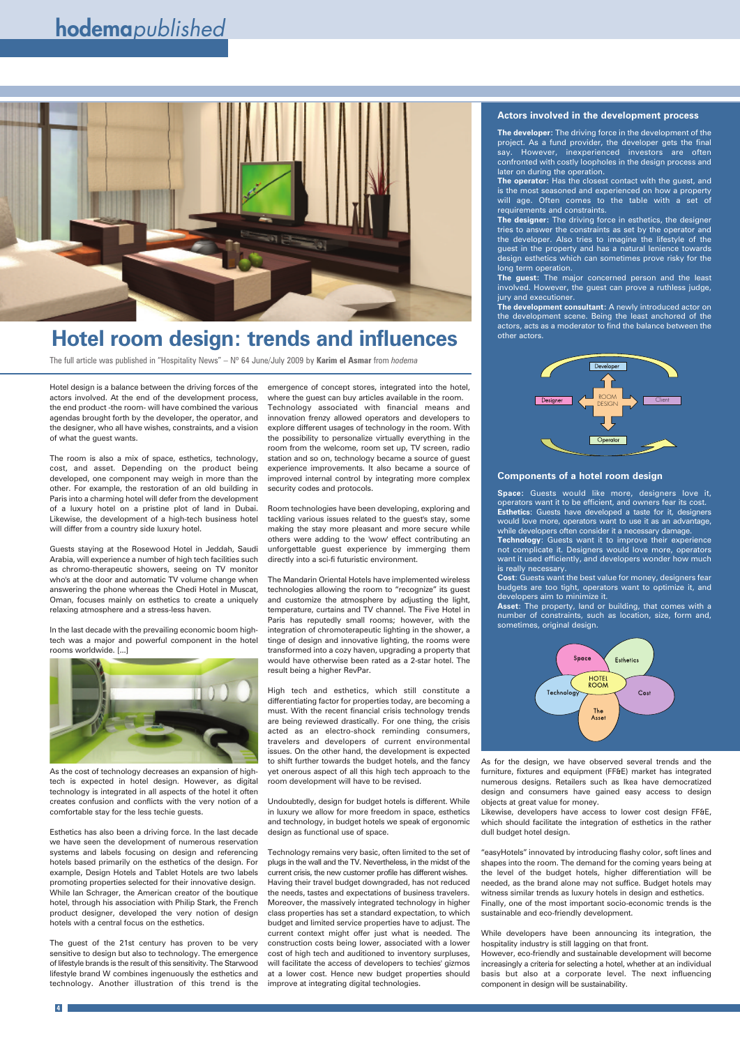# Hotel room design: trends and influences

The full article was published in "Hospitality News" – Nº 64 June/July 2009 by **Karim el Asmar** from *hodema*

Hotel design is a balance between the driving forces of the actors involved. At the end of the development process, the end product -the room- will have combined the various agendas brought forth by the developer, the operator, and the designer, who all have wishes, constraints, and a vision of what the guest wants.

The room is also a mix of space, esthetics, technology, cost, and asset. Depending on the product being developed, one component may weigh in more than the other. For example, the restoration of an old building in Paris into a charming hotel will defer from the development of a luxury hotel on a pristine plot of land in Dubai. Likewise, the development of a high-tech business hotel will differ from a country side luxury hotel.

Guests staying at the Rosewood Hotel in Jeddah, Saudi Arabia, will experience a number of high tech facilities such as chromo-therapeutic showers, seeing on TV monitor who's at the door and automatic TV volume change when answering the phone whereas the Chedi Hotel in Muscat, Oman, focuses mainly on esthetics to create a uniquely relaxing atmosphere and a stress-less haven.

In the last decade with the prevailing economic boom high-tech was a major and powerful component in the hotel rooms worldwide. [...]

As the cost of technology decreases an expansion of high-tech is expected in hotel design. However, as digital technology is integrated in all aspects of the hotel it often creates confusion and conflicts with the very notion of a comfortable stay for the less techie guests.

Esthetics has also been a driving force. In the last decade we have seen the development of numerous reservation systems and labels focusing on design and referencing hotels based primarily on the esthetics of the design. For example, Design Hotels and Tablet Hotels are two labels promoting properties selected for their innovative design. While Ian Schrager, the American creator of the boutique hotel, through his association with Philip Stark, the French product designer, developed the very notion of design hotels with a central focus on the esthetics.

The guest of the 21st century has proven to be very sensitive to design but also to technology. The emergence of lifestyle brands is the result of this sensitivity. The Starwood lifestyle brand W combines ingenuously the esthetics and technology. Another illustration of this trend is the emergence of concept stores, integrated into the hotel, where the guest can buy articles available in the room. Technology associated with financial means and innovation frenzy allowed operators and developers to explore different usages of technology in the room. With the possibility to personalize virtually everything in the room from the welcome, room set up, TV screen, radio station and so on, technology became a source of guest experience improvements. It also became a source of improved internal control by integrating more complex security codes and protocols.

Room technologies have been developing, exploring and tackling various issues related to the guest's stay, some making the stay more pleasant and more secure while others were adding to the 'wow' effect contributing an unforgettable guest experience by immerging them directly into a sci-fi futuristic environment.

The Mandarin Oriental Hotels have implemented wireless technologies allowing the room to "recognize" its guest and customize the atmosphere by adjusting the light, temperature, curtains and TV channel. The Five Hotel in Paris has reputedly small rooms; however, with the integration of chromoterapeutic lighting in the shower, a tinge of design and innovative lighting, the rooms were transformed into a cozy haven, upgrading a property that would have otherwise been rated as a 2-star hotel. The result being a higher RevPar.

High tech and esthetics, which still constitute a differentiating factor for properties today, are becoming a must. With the recent financial crisis technology trends are being reviewed drastically. For one thing, the crisis acted as an electro-shock reminding consumers, travelers and developers of current environmental issues. On the other hand, the development is expected to shift further towards the budget hotels, and the fancy yet onerous aspect of all this high tech approach to the room development will have to be revised.

Undoubtedly, design for budget hotels is different. While in luxury we allow for more freedom in space, esthetics and technology, in budget hotels we speak of ergonomic design as functional use of space.

Technology remains very basic, often limited to the set of plugs in the wall and the TV. Nevertheless, in the midst of the current crisis, the new customer profile has different wishes. Having their travel budget downgraded, has not reduced the needs, tastes and expectations of business travelers. Moreover, the massively integrated technology in higher class properties has set a standard expectation, to which budget and limited service properties have to adjust. The current context might offer just what is needed. The construction costs being lower, associated with a lower cost of high tech and auditioned to inventory surpluses, will facilitate the access of developers to techies' gizmos at a lower cost. Hence new budget properties should improve at integrating digital technologies.

## Actors involved in the development process

**The developer:** The driving force in the development of the project. As a fund provider, the developer gets the final say. However, inexperienced investors are often confronted with costly loopholes in the design process and later on during the operation.
**The operator:** Has the closest contact with the guest, and is the most seasoned and experienced on how a property will age. Often comes to the table with a set of requirements and constraints.
**The designer:** The driving force in esthetics, the designer tries to answer the constraints as set by the operator and the developer. Also tries to imagine the lifestyle of the guest in the property and has a natural lenience towards design esthetics which can sometimes prove risky for the long term operation.
**The guest:** The major concerned person and the least involved. However, the guest can prove a ruthless judge, jury and executioner.
**The development consultant:** A newly introduced actor on the development scene. Being the least anchored of the actors, acts as a moderator to find the balance between the other actors.

Developer
Designer
ROOM DESIGN
Client
Operator

## Components of a hotel room design

**Space:** Guests would like more, designers love it, operators want it to be efficient, and owners fear its cost.
**Esthetics:** Guests have developed a taste for it, designers would love more, operators want to use it as an advantage, while developers often consider it a necessary damage.
**Technology:** Guests want it to improve their experience not complicate it. Designers would love more, operators want it used efficiently, and developers wonder how much is really necessary.
**Cost:** Guests want the best value for money, designers fear budgets are too tight, operators want to optimize it, and developers aim to minimize it.
**Asset:** The property, land or building, that comes with a number of constraints, such as location, size, form and, sometimes, original design.

Space
Esthetics
HOTEL ROOM
Technology
Cost
The Asset

As for the design, we have observed several trends and the furniture, fixtures and equipment (FF&E) market has integrated numerous designs. Retailers such as Ikea have democratized design and consumers have gained easy access to design objects at great value for money.
Likewise, developers have access to lower cost design FF&E, which should facilitate the integration of esthetics in the rather dull budget hotel design.

"easyHotels" innovated by introducing flashy color, soft lines and shapes into the room. The demand for the coming years being at the level of the budget hotels, higher differentiation will be needed, as the brand alone may not suffice. Budget hotels may witness similar trends as luxury hotels in design and esthetics. Finally, one of the most important socio-economic trends is the sustainable and eco-friendly development.

While developers have been announcing its integration, the hospitality industry is still lagging on that front.
However, eco-friendly and sustainable development will become increasingly a criteria for selecting a hotel, whether at an individual basis but also at a corporate level. The next influencing component in design will be sustainability.